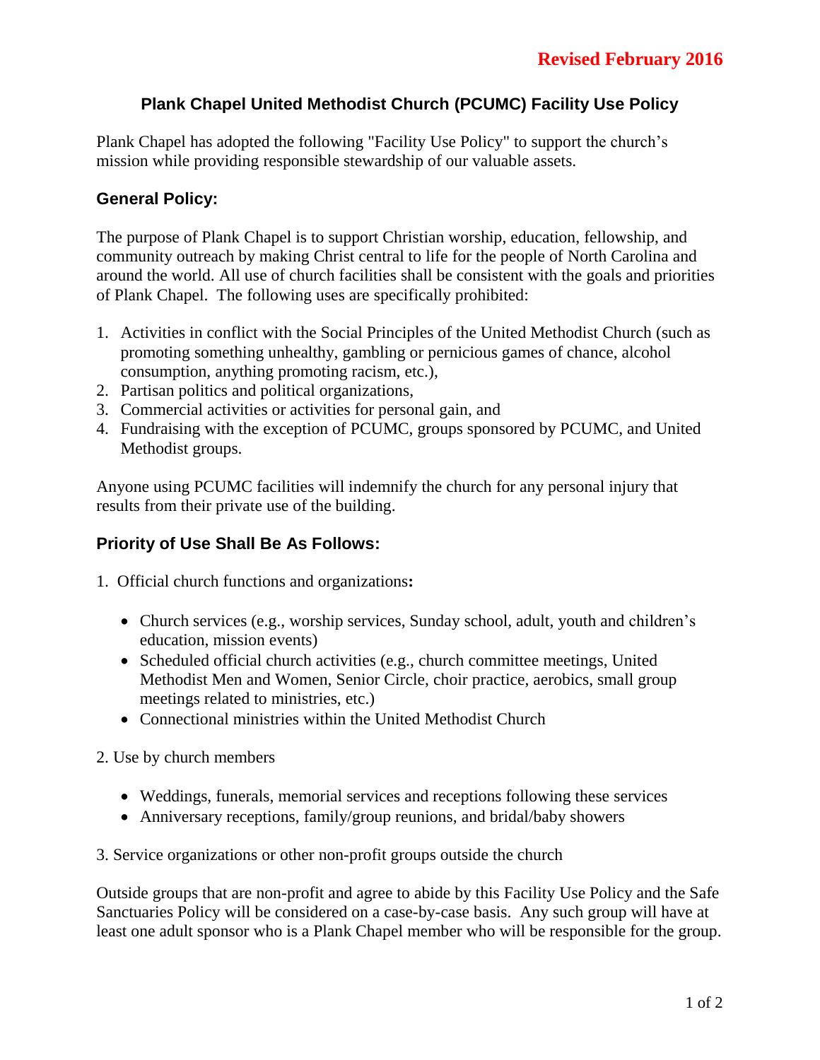**Revised February 2016**

# Plank Chapel United Methodist Church (PCUMC) Facility Use Policy

Plank Chapel has adopted the following "Facility Use Policy" to support the church's mission while providing responsible stewardship of our valuable assets.

## General Policy:

The purpose of Plank Chapel is to support Christian worship, education, fellowship, and community outreach by making Christ central to life for the people of North Carolina and around the world. All use of church facilities shall be consistent with the goals and priorities of Plank Chapel. The following uses are specifically prohibited:

1. Activities in conflict with the Social Principles of the United Methodist Church (such as promoting something unhealthy, gambling or pernicious games of chance, alcohol consumption, anything promoting racism, etc.),
2. Partisan politics and political organizations,
3. Commercial activities or activities for personal gain, and
4. Fundraising with the exception of PCUMC, groups sponsored by PCUMC, and United Methodist groups.

Anyone using PCUMC facilities will indemnify the church for any personal injury that results from their private use of the building.

## Priority of Use Shall Be As Follows:

1. Official church functions and organizations**:**

   - Church services (e.g., worship services, Sunday school, adult, youth and children's education, mission events)
   - Scheduled official church activities (e.g., church committee meetings, United Methodist Men and Women, Senior Circle, choir practice, aerobics, small group meetings related to ministries, etc.)
   - Connectional ministries within the United Methodist Church

2. Use by church members

   - Weddings, funerals, memorial services and receptions following these services
   - Anniversary receptions, family/group reunions, and bridal/baby showers

3. Service organizations or other non-profit groups outside the church

Outside groups that are non-profit and agree to abide by this Facility Use Policy and the Safe Sanctuaries Policy will be considered on a case-by-case basis. Any such group will have at least one adult sponsor who is a Plank Chapel member who will be responsible for the group.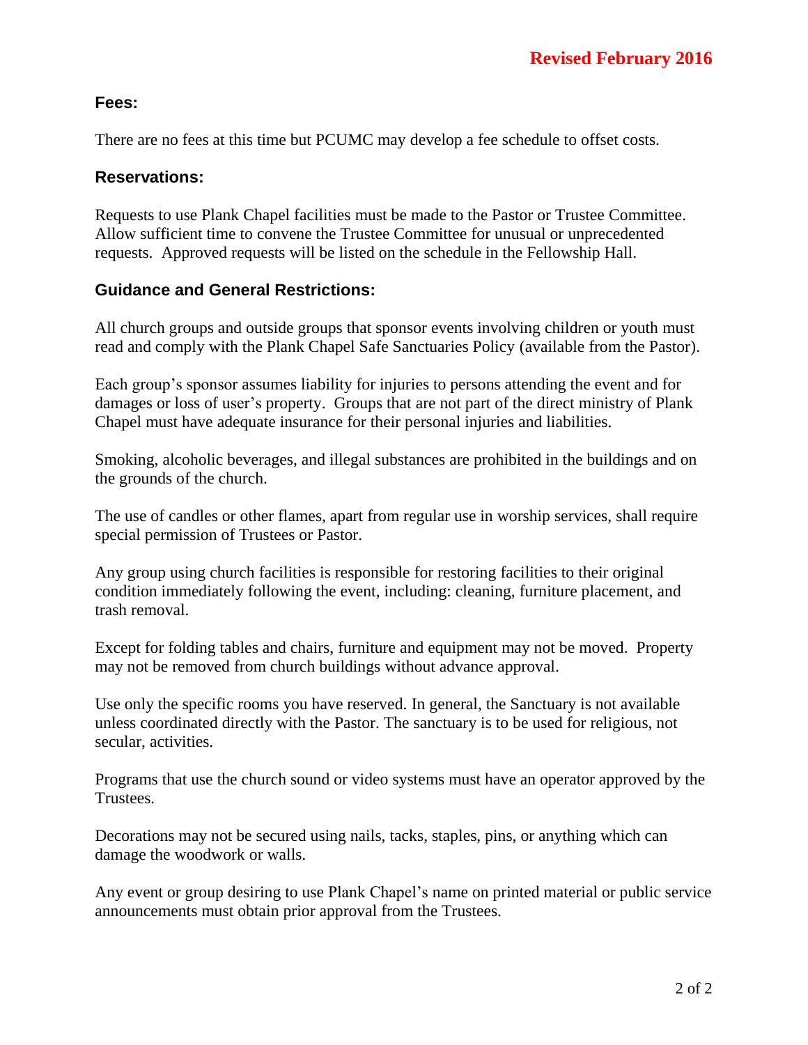**Revised February 2016**

## Fees:

There are no fees at this time but PCUMC may develop a fee schedule to offset costs.

## Reservations:

Requests to use Plank Chapel facilities must be made to the Pastor or Trustee Committee. Allow sufficient time to convene the Trustee Committee for unusual or unprecedented requests. Approved requests will be listed on the schedule in the Fellowship Hall.

## Guidance and General Restrictions:

All church groups and outside groups that sponsor events involving children or youth must read and comply with the Plank Chapel Safe Sanctuaries Policy (available from the Pastor).

Each group's sponsor assumes liability for injuries to persons attending the event and for damages or loss of user's property. Groups that are not part of the direct ministry of Plank Chapel must have adequate insurance for their personal injuries and liabilities.

Smoking, alcoholic beverages, and illegal substances are prohibited in the buildings and on the grounds of the church.

The use of candles or other flames, apart from regular use in worship services, shall require special permission of Trustees or Pastor.

Any group using church facilities is responsible for restoring facilities to their original condition immediately following the event, including: cleaning, furniture placement, and trash removal.

Except for folding tables and chairs, furniture and equipment may not be moved. Property may not be removed from church buildings without advance approval.

Use only the specific rooms you have reserved. In general, the Sanctuary is not available unless coordinated directly with the Pastor. The sanctuary is to be used for religious, not secular, activities.

Programs that use the church sound or video systems must have an operator approved by the Trustees.

Decorations may not be secured using nails, tacks, staples, pins, or anything which can damage the woodwork or walls.

Any event or group desiring to use Plank Chapel's name on printed material or public service announcements must obtain prior approval from the Trustees.